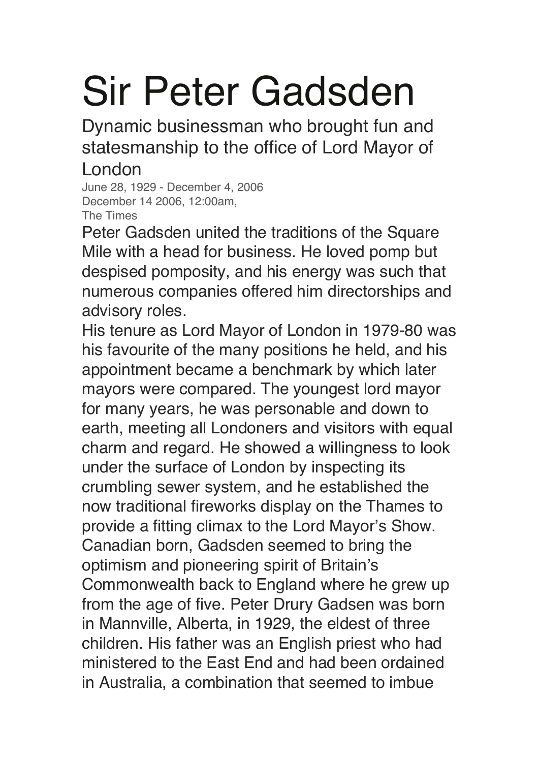# Sir Peter Gadsden

## Dynamic businessman who brought fun and statesmanship to the office of Lord Mayor of London

June 28, 1929 - December 4, 2006
December 14 2006, 12:00am,
The Times

Peter Gadsden united the traditions of the Square Mile with a head for business. He loved pomp but despised pomposity, and his energy was such that numerous companies offered him directorships and advisory roles.

His tenure as Lord Mayor of London in 1979-80 was his favourite of the many positions he held, and his appointment became a benchmark by which later mayors were compared. The youngest lord mayor for many years, he was personable and down to earth, meeting all Londoners and visitors with equal charm and regard. He showed a willingness to look under the surface of London by inspecting its crumbling sewer system, and he established the now traditional fireworks display on the Thames to provide a fitting climax to the Lord Mayor's Show. Canadian born, Gadsden seemed to bring the optimism and pioneering spirit of Britain's Commonwealth back to England where he grew up from the age of five. Peter Drury Gadsen was born in Mannville, Alberta, in 1929, the eldest of three children. His father was an English priest who had ministered to the East End and had been ordained in Australia, a combination that seemed to imbue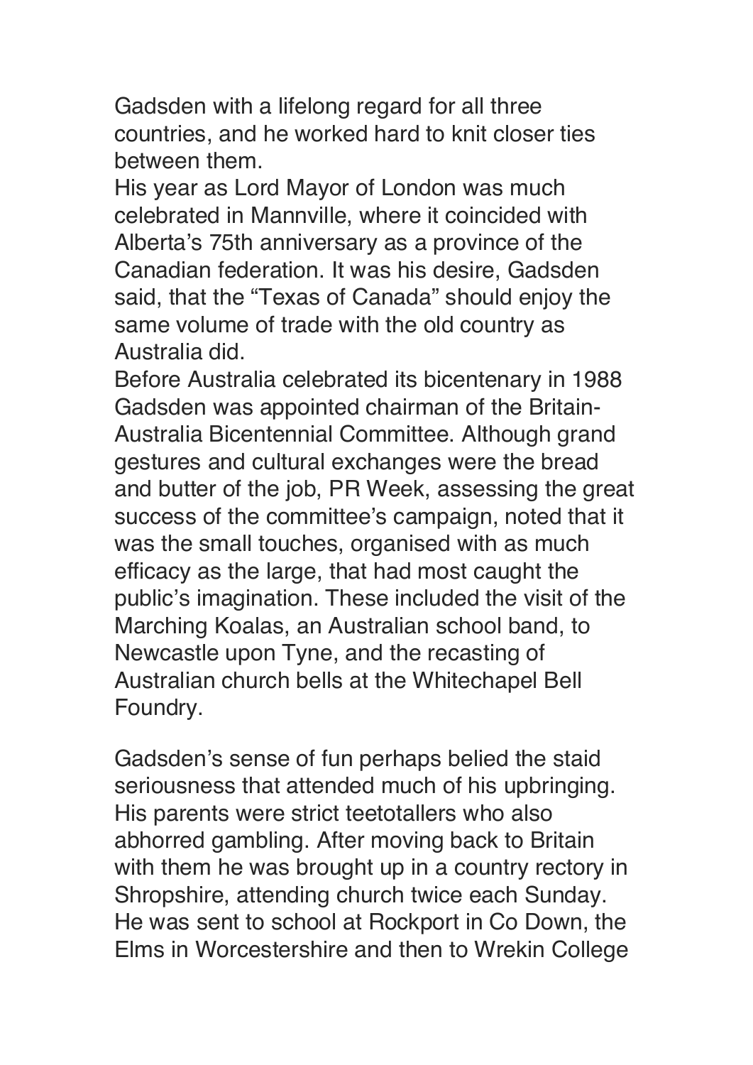Gadsden with a lifelong regard for all three countries, and he worked hard to knit closer ties between them.

His year as Lord Mayor of London was much celebrated in Mannville, where it coincided with Alberta's 75th anniversary as a province of the Canadian federation. It was his desire, Gadsden said, that the "Texas of Canada" should enjoy the same volume of trade with the old country as Australia did.

Before Australia celebrated its bicentenary in 1988 Gadsden was appointed chairman of the Britain-Australia Bicentennial Committee. Although grand gestures and cultural exchanges were the bread and butter of the job, PR Week, assessing the great success of the committee's campaign, noted that it was the small touches, organised with as much efficacy as the large, that had most caught the public's imagination. These included the visit of the Marching Koalas, an Australian school band, to Newcastle upon Tyne, and the recasting of Australian church bells at the Whitechapel Bell Foundry.

Gadsden's sense of fun perhaps belied the staid seriousness that attended much of his upbringing. His parents were strict teetotallers who also abhorred gambling. After moving back to Britain with them he was brought up in a country rectory in Shropshire, attending church twice each Sunday. He was sent to school at Rockport in Co Down, the Elms in Worcestershire and then to Wrekin College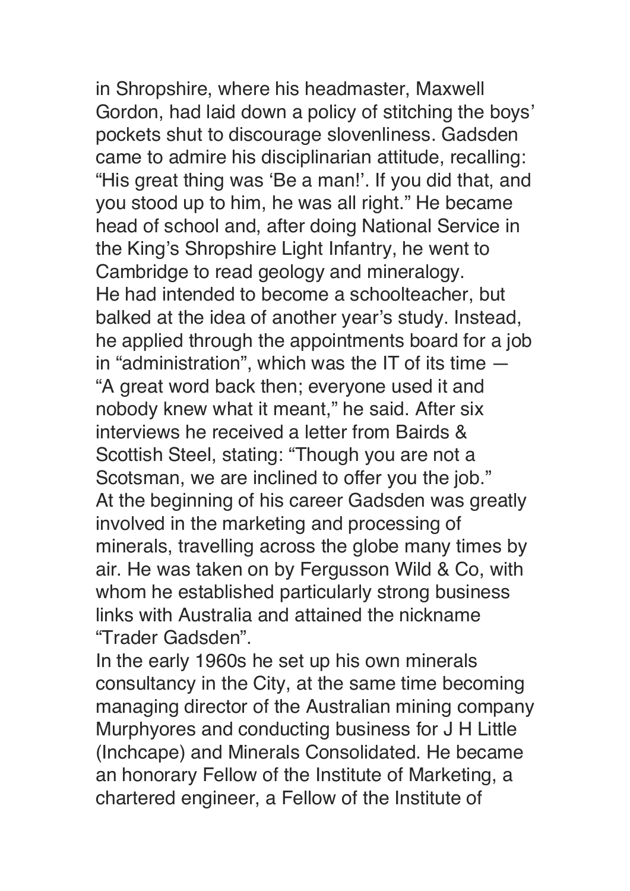in Shropshire, where his headmaster, Maxwell Gordon, had laid down a policy of stitching the boys' pockets shut to discourage slovenliness. Gadsden came to admire his disciplinarian attitude, recalling: "His great thing was 'Be a man!'. If you did that, and you stood up to him, he was all right." He became head of school and, after doing National Service in the King's Shropshire Light Infantry, he went to Cambridge to read geology and mineralogy.

He had intended to become a schoolteacher, but balked at the idea of another year's study. Instead, he applied through the appointments board for a job in "administration", which was the IT of its time — "A great word back then; everyone used it and nobody knew what it meant," he said. After six interviews he received a letter from Bairds & Scottish Steel, stating: "Though you are not a Scotsman, we are inclined to offer you the job."

At the beginning of his career Gadsden was greatly involved in the marketing and processing of minerals, travelling across the globe many times by air. He was taken on by Fergusson Wild & Co, with whom he established particularly strong business links with Australia and attained the nickname "Trader Gadsden".

In the early 1960s he set up his own minerals consultancy in the City, at the same time becoming managing director of the Australian mining company Murphyores and conducting business for J H Little (Inchcape) and Minerals Consolidated. He became an honorary Fellow of the Institute of Marketing, a chartered engineer, a Fellow of the Institute of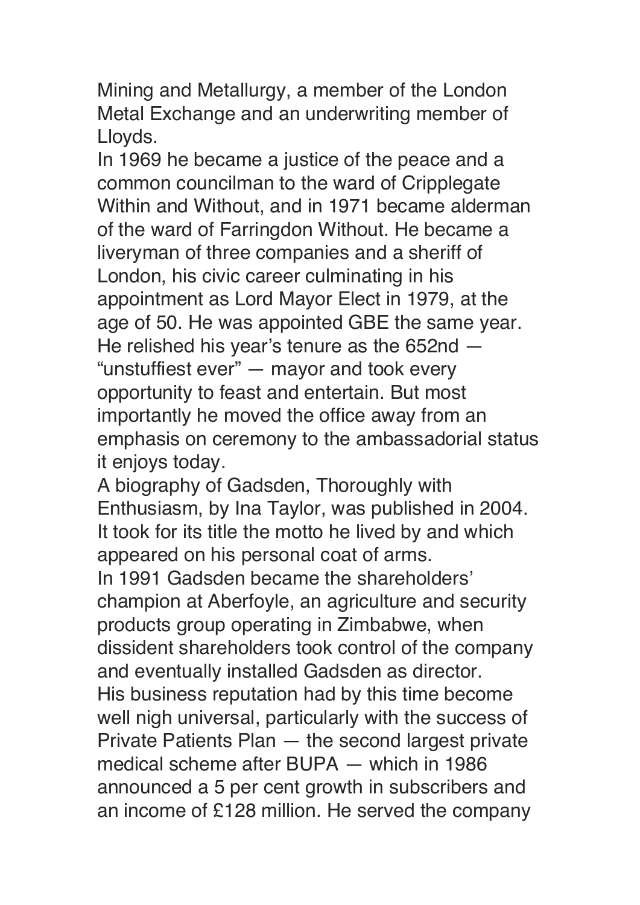Mining and Metallurgy, a member of the London Metal Exchange and an underwriting member of Lloyds.

In 1969 he became a justice of the peace and a common councilman to the ward of Cripplegate Within and Without, and in 1971 became alderman of the ward of Farringdon Without. He became a liveryman of three companies and a sheriff of London, his civic career culminating in his appointment as Lord Mayor Elect in 1979, at the age of 50. He was appointed GBE the same year. He relished his year's tenure as the 652nd — "unstuffiest ever" — mayor and took every opportunity to feast and entertain. But most importantly he moved the office away from an emphasis on ceremony to the ambassadorial status it enjoys today.

A biography of Gadsden, Thoroughly with Enthusiasm, by Ina Taylor, was published in 2004. It took for its title the motto he lived by and which appeared on his personal coat of arms.

In 1991 Gadsden became the shareholders' champion at Aberfoyle, an agriculture and security products group operating in Zimbabwe, when dissident shareholders took control of the company and eventually installed Gadsden as director.

His business reputation had by this time become well nigh universal, particularly with the success of Private Patients Plan — the second largest private medical scheme after BUPA — which in 1986 announced a 5 per cent growth in subscribers and an income of £128 million. He served the company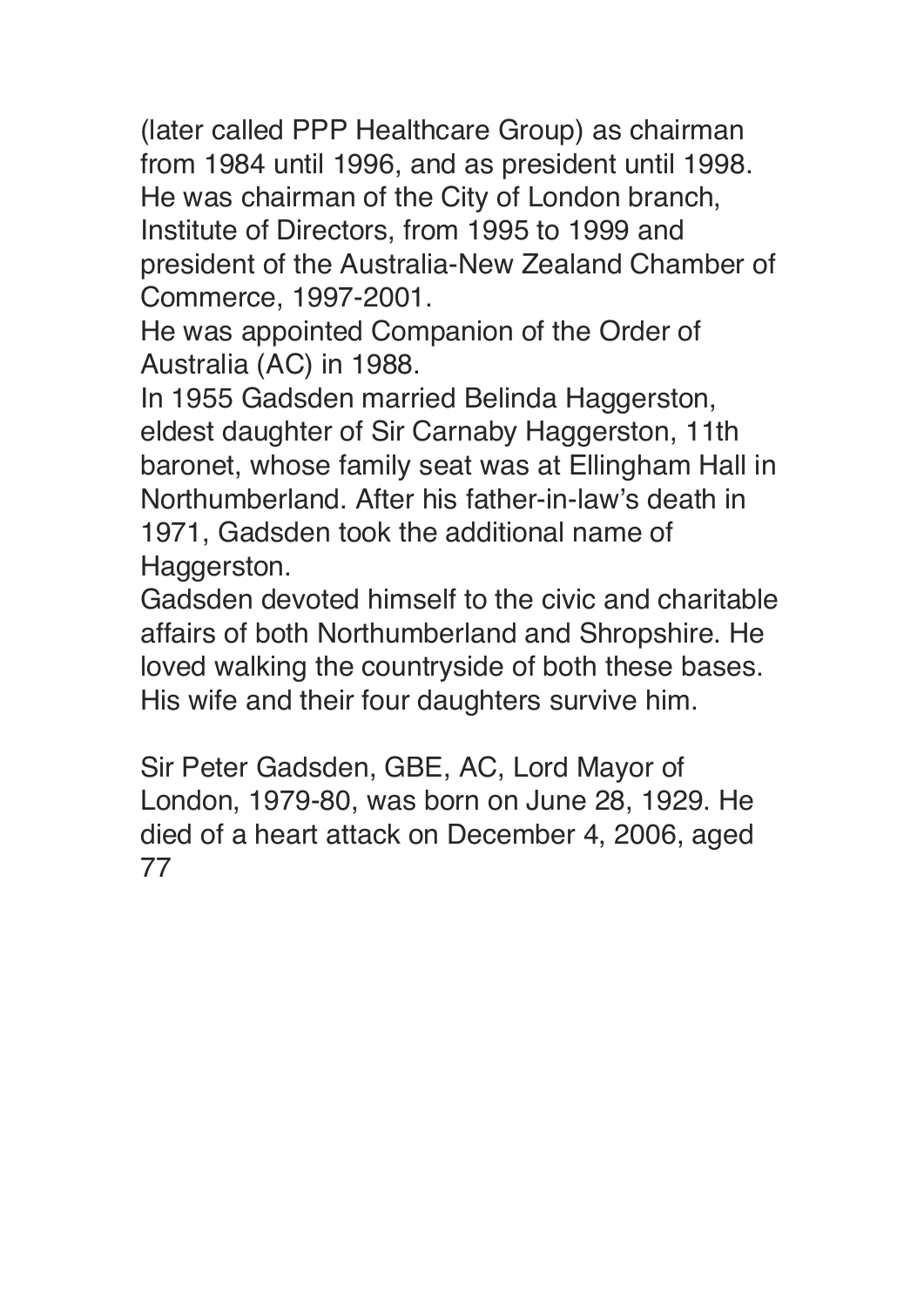(later called PPP Healthcare Group) as chairman from 1984 until 1996, and as president until 1998. He was chairman of the City of London branch, Institute of Directors, from 1995 to 1999 and president of the Australia-New Zealand Chamber of Commerce, 1997-2001.

He was appointed Companion of the Order of Australia (AC) in 1988.

In 1955 Gadsden married Belinda Haggerston, eldest daughter of Sir Carnaby Haggerston, 11th baronet, whose family seat was at Ellingham Hall in Northumberland. After his father-in-law's death in 1971, Gadsden took the additional name of Haggerston.

Gadsden devoted himself to the civic and charitable affairs of both Northumberland and Shropshire. He loved walking the countryside of both these bases. His wife and their four daughters survive him.

Sir Peter Gadsden, GBE, AC, Lord Mayor of London, 1979-80, was born on June 28, 1929. He died of a heart attack on December 4, 2006, aged 77